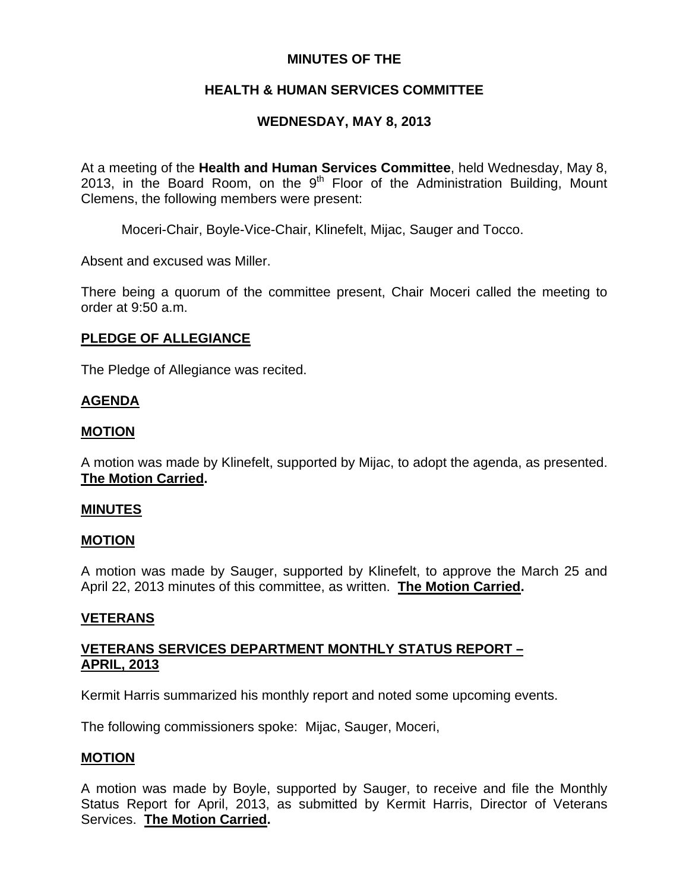**MINUTES OF THE**

**HEALTH & HUMAN SERVICES COMMITTEE**

**WEDNESDAY, MAY 8, 2013**

At a meeting of the **Health and Human Services Committee**, held Wednesday, May 8, 2013, in the Board Room, on the 9th Floor of the Administration Building, Mount Clemens, the following members were present:

Moceri-Chair, Boyle-Vice-Chair, Klinefelt, Mijac, Sauger and Tocco.

Absent and excused was Miller.

There being a quorum of the committee present, Chair Moceri called the meeting to order at 9:50 a.m.

**PLEDGE OF ALLEGIANCE**

The Pledge of Allegiance was recited.

**AGENDA**

**MOTION**

A motion was made by Klinefelt, supported by Mijac, to adopt the agenda, as presented. **The Motion Carried.**

**MINUTES**

**MOTION**

A motion was made by Sauger, supported by Klinefelt, to approve the March 25 and April 22, 2013 minutes of this committee, as written. **The Motion Carried.**

**VETERANS**

**VETERANS SERVICES DEPARTMENT MONTHLY STATUS REPORT – APRIL, 2013**

Kermit Harris summarized his monthly report and noted some upcoming events.

The following commissioners spoke: Mijac, Sauger, Moceri,

**MOTION**

A motion was made by Boyle, supported by Sauger, to receive and file the Monthly Status Report for April, 2013, as submitted by Kermit Harris, Director of Veterans Services. **The Motion Carried.**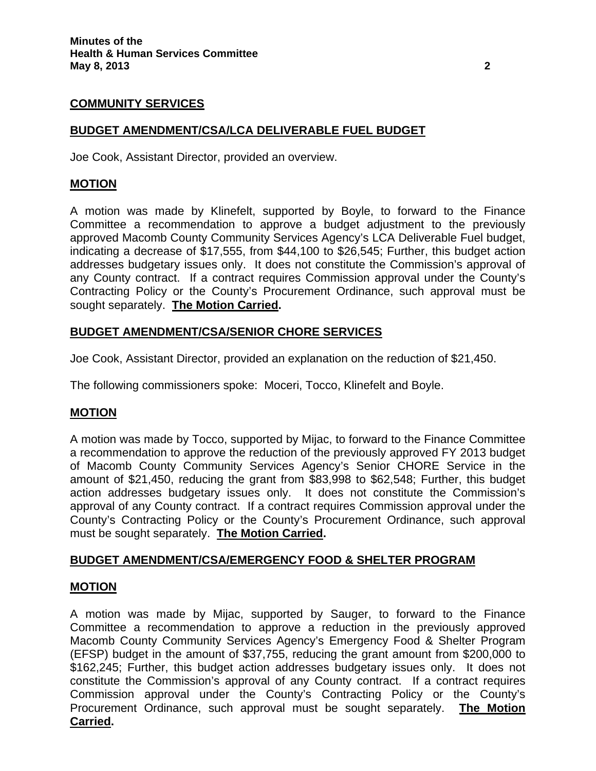## COMMUNITY SERVICES

### BUDGET AMENDMENT/CSA/LCA DELIVERABLE FUEL BUDGET

Joe Cook, Assistant Director, provided an overview.

### MOTION

A motion was made by Klinefelt, supported by Boyle, to forward to the Finance Committee a recommendation to approve a budget adjustment to the previously approved Macomb County Community Services Agency's LCA Deliverable Fuel budget, indicating a decrease of $17,555, from $44,100 to $26,545; Further, this budget action addresses budgetary issues only. It does not constitute the Commission's approval of any County contract. If a contract requires Commission approval under the County's Contracting Policy or the County's Procurement Ordinance, such approval must be sought separately. **The Motion Carried.**

### BUDGET AMENDMENT/CSA/SENIOR CHORE SERVICES

Joe Cook, Assistant Director, provided an explanation on the reduction of $21,450.

The following commissioners spoke: Moceri, Tocco, Klinefelt and Boyle.

### MOTION

A motion was made by Tocco, supported by Mijac, to forward to the Finance Committee a recommendation to approve the reduction of the previously approved FY 2013 budget of Macomb County Community Services Agency's Senior CHORE Service in the amount of $21,450, reducing the grant from $83,998 to $62,548; Further, this budget action addresses budgetary issues only. It does not constitute the Commission's approval of any County contract. If a contract requires Commission approval under the County's Contracting Policy or the County's Procurement Ordinance, such approval must be sought separately. **The Motion Carried.**

### BUDGET AMENDMENT/CSA/EMERGENCY FOOD & SHELTER PROGRAM

### MOTION

A motion was made by Mijac, supported by Sauger, to forward to the Finance Committee a recommendation to approve a reduction in the previously approved Macomb County Community Services Agency's Emergency Food & Shelter Program (EFSP) budget in the amount of $37,755, reducing the grant amount from $200,000 to $162,245; Further, this budget action addresses budgetary issues only. It does not constitute the Commission's approval of any County contract. If a contract requires Commission approval under the County's Contracting Policy or the County's Procurement Ordinance, such approval must be sought separately. **The Motion Carried.**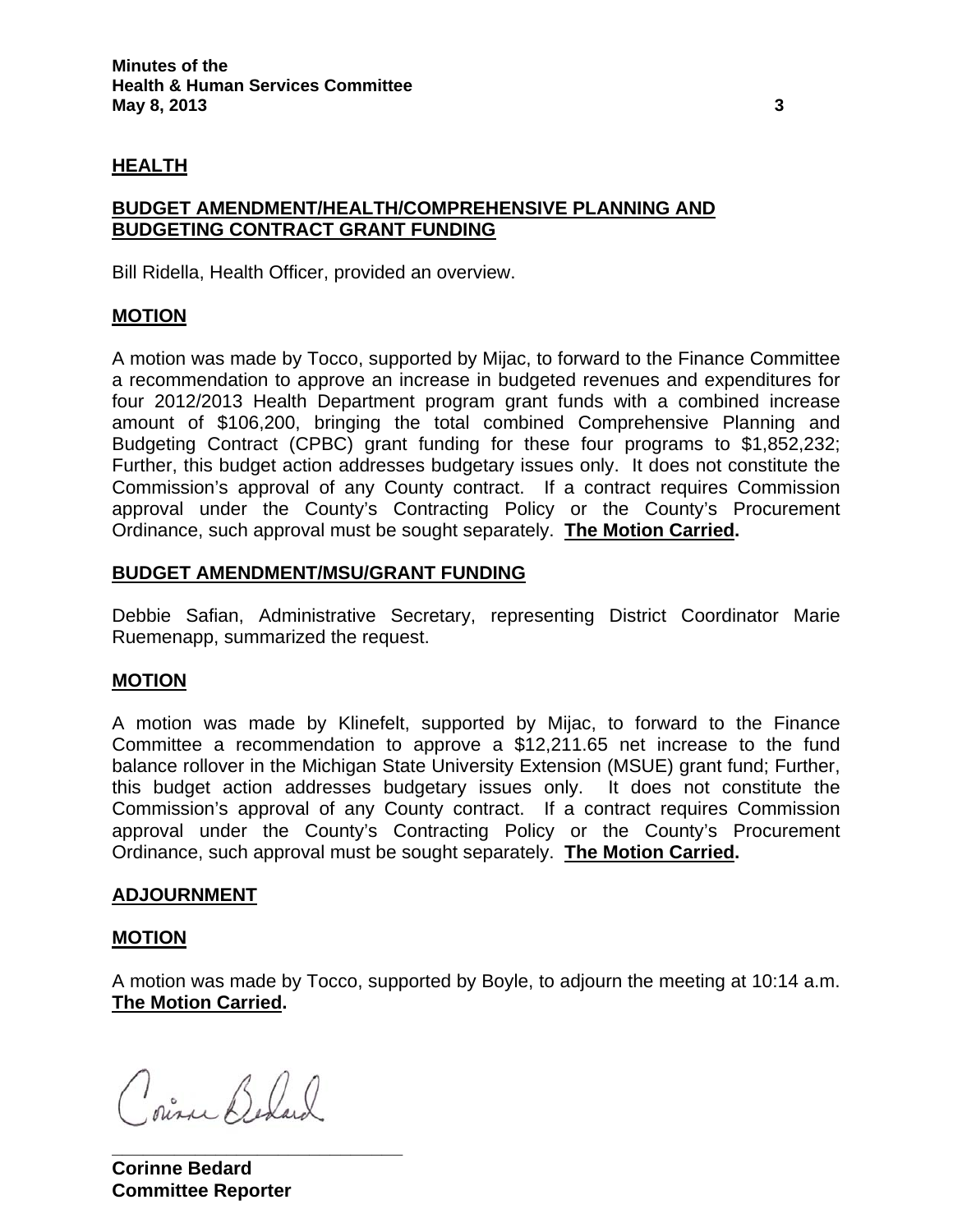## HEALTH

### BUDGET AMENDMENT/HEALTH/COMPREHENSIVE PLANNING AND BUDGETING CONTRACT GRANT FUNDING

Bill Ridella, Health Officer, provided an overview.

#### MOTION

A motion was made by Tocco, supported by Mijac, to forward to the Finance Committee a recommendation to approve an increase in budgeted revenues and expenditures for four 2012/2013 Health Department program grant funds with a combined increase amount of $106,200, bringing the total combined Comprehensive Planning and Budgeting Contract (CPBC) grant funding for these four programs to $1,852,232; Further, this budget action addresses budgetary issues only. It does not constitute the Commission's approval of any County contract. If a contract requires Commission approval under the County's Contracting Policy or the County's Procurement Ordinance, such approval must be sought separately. **The Motion Carried.**

### BUDGET AMENDMENT/MSU/GRANT FUNDING

Debbie Safian, Administrative Secretary, representing District Coordinator Marie Ruemenapp, summarized the request.

#### MOTION

A motion was made by Klinefelt, supported by Mijac, to forward to the Finance Committee a recommendation to approve a $12,211.65 net increase to the fund balance rollover in the Michigan State University Extension (MSUE) grant fund; Further, this budget action addresses budgetary issues only. It does not constitute the Commission's approval of any County contract. If a contract requires Commission approval under the County's Contracting Policy or the County's Procurement Ordinance, such approval must be sought separately. **The Motion Carried.**

## ADJOURNMENT

#### MOTION

A motion was made by Tocco, supported by Boyle, to adjourn the meeting at 10:14 a.m. **The Motion Carried.**

Corinne Bedard

______________________________

**Corinne Bedard**
**Committee Reporter**